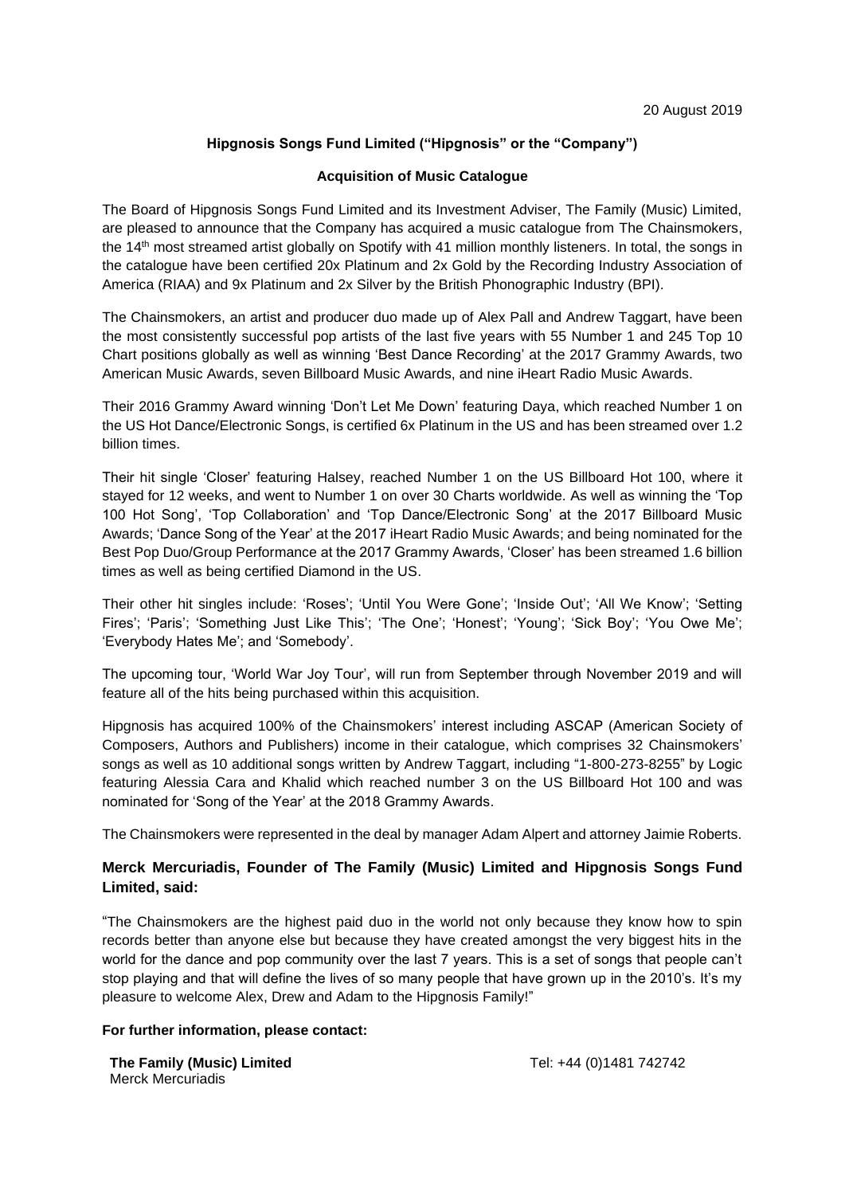20 August 2019

**Hipgnosis Songs Fund Limited ("Hipgnosis" or the "Company")**

**Acquisition of Music Catalogue**

The Board of Hipgnosis Songs Fund Limited and its Investment Adviser, The Family (Music) Limited, are pleased to announce that the Company has acquired a music catalogue from The Chainsmokers, the 14th most streamed artist globally on Spotify with 41 million monthly listeners. In total, the songs in the catalogue have been certified 20x Platinum and 2x Gold by the Recording Industry Association of America (RIAA) and 9x Platinum and 2x Silver by the British Phonographic Industry (BPI).

The Chainsmokers, an artist and producer duo made up of Alex Pall and Andrew Taggart, have been the most consistently successful pop artists of the last five years with 55 Number 1 and 245 Top 10 Chart positions globally as well as winning 'Best Dance Recording' at the 2017 Grammy Awards, two American Music Awards, seven Billboard Music Awards, and nine iHeart Radio Music Awards.

Their 2016 Grammy Award winning 'Don't Let Me Down' featuring Daya, which reached Number 1 on the US Hot Dance/Electronic Songs, is certified 6x Platinum in the US and has been streamed over 1.2 billion times.

Their hit single 'Closer' featuring Halsey, reached Number 1 on the US Billboard Hot 100, where it stayed for 12 weeks, and went to Number 1 on over 30 Charts worldwide. As well as winning the 'Top 100 Hot Song', 'Top Collaboration' and 'Top Dance/Electronic Song' at the 2017 Billboard Music Awards; 'Dance Song of the Year' at the 2017 iHeart Radio Music Awards; and being nominated for the Best Pop Duo/Group Performance at the 2017 Grammy Awards, 'Closer' has been streamed 1.6 billion times as well as being certified Diamond in the US.

Their other hit singles include: 'Roses'; 'Until You Were Gone'; 'Inside Out'; 'All We Know'; 'Setting Fires'; 'Paris'; 'Something Just Like This'; 'The One'; 'Honest'; 'Young'; 'Sick Boy'; 'You Owe Me'; 'Everybody Hates Me'; and 'Somebody'.

The upcoming tour, 'World War Joy Tour', will run from September through November 2019 and will feature all of the hits being purchased within this acquisition.

Hipgnosis has acquired 100% of the Chainsmokers' interest including ASCAP (American Society of Composers, Authors and Publishers) income in their catalogue, which comprises 32 Chainsmokers' songs as well as 10 additional songs written by Andrew Taggart, including "1-800-273-8255" by Logic featuring Alessia Cara and Khalid which reached number 3 on the US Billboard Hot 100 and was nominated for 'Song of the Year' at the 2018 Grammy Awards.

The Chainsmokers were represented in the deal by manager Adam Alpert and attorney Jaimie Roberts.

**Merck Mercuriadis, Founder of The Family (Music) Limited and Hipgnosis Songs Fund Limited, said:**

"The Chainsmokers are the highest paid duo in the world not only because they know how to spin records better than anyone else but because they have created amongst the very biggest hits in the world for the dance and pop community over the last 7 years. This is a set of songs that people can't stop playing and that will define the lives of so many people that have grown up in the 2010's. It's my pleasure to welcome Alex, Drew and Adam to the Hipgnosis Family!"

**For further information, please contact:**

**The Family (Music) Limited** Tel: +44 (0)1481 742742
Merck Mercuriadis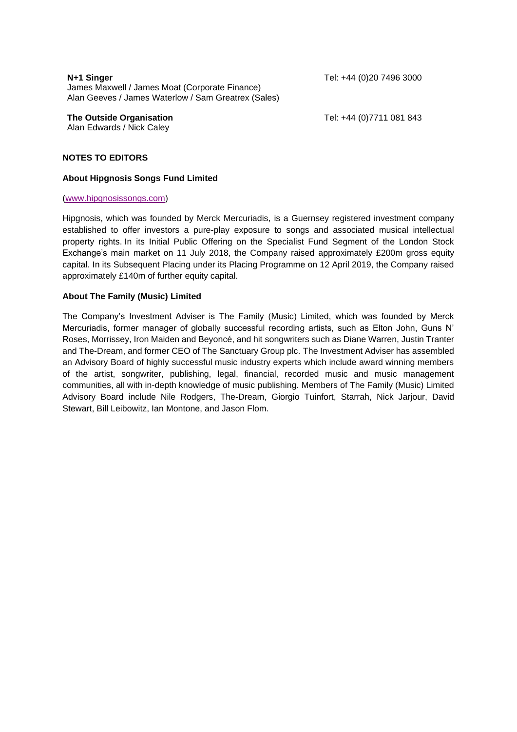**N+1 Singer** Tel: +44 (0)20 7496 3000
James Maxwell / James Moat (Corporate Finance)
Alan Geeves / James Waterlow / Sam Greatrex (Sales)

**The Outside Organisation** Tel: +44 (0)7711 081 843
Alan Edwards / Nick Caley

**NOTES TO EDITORS**

**About Hipgnosis Songs Fund Limited**

(www.hipgnosissongs.com)

Hipgnosis, which was founded by Merck Mercuriadis, is a Guernsey registered investment company established to offer investors a pure-play exposure to songs and associated musical intellectual property rights. In its Initial Public Offering on the Specialist Fund Segment of the London Stock Exchange's main market on 11 July 2018, the Company raised approximately £200m gross equity capital. In its Subsequent Placing under its Placing Programme on 12 April 2019, the Company raised approximately £140m of further equity capital.

**About The Family (Music) Limited**

The Company's Investment Adviser is The Family (Music) Limited, which was founded by Merck Mercuriadis, former manager of globally successful recording artists, such as Elton John, Guns N' Roses, Morrissey, Iron Maiden and Beyoncé, and hit songwriters such as Diane Warren, Justin Tranter and The-Dream, and former CEO of The Sanctuary Group plc. The Investment Adviser has assembled an Advisory Board of highly successful music industry experts which include award winning members of the artist, songwriter, publishing, legal, financial, recorded music and music management communities, all with in-depth knowledge of music publishing. Members of The Family (Music) Limited Advisory Board include Nile Rodgers, The-Dream, Giorgio Tuinfort, Starrah, Nick Jarjour, David Stewart, Bill Leibowitz, Ian Montone, and Jason Flom.